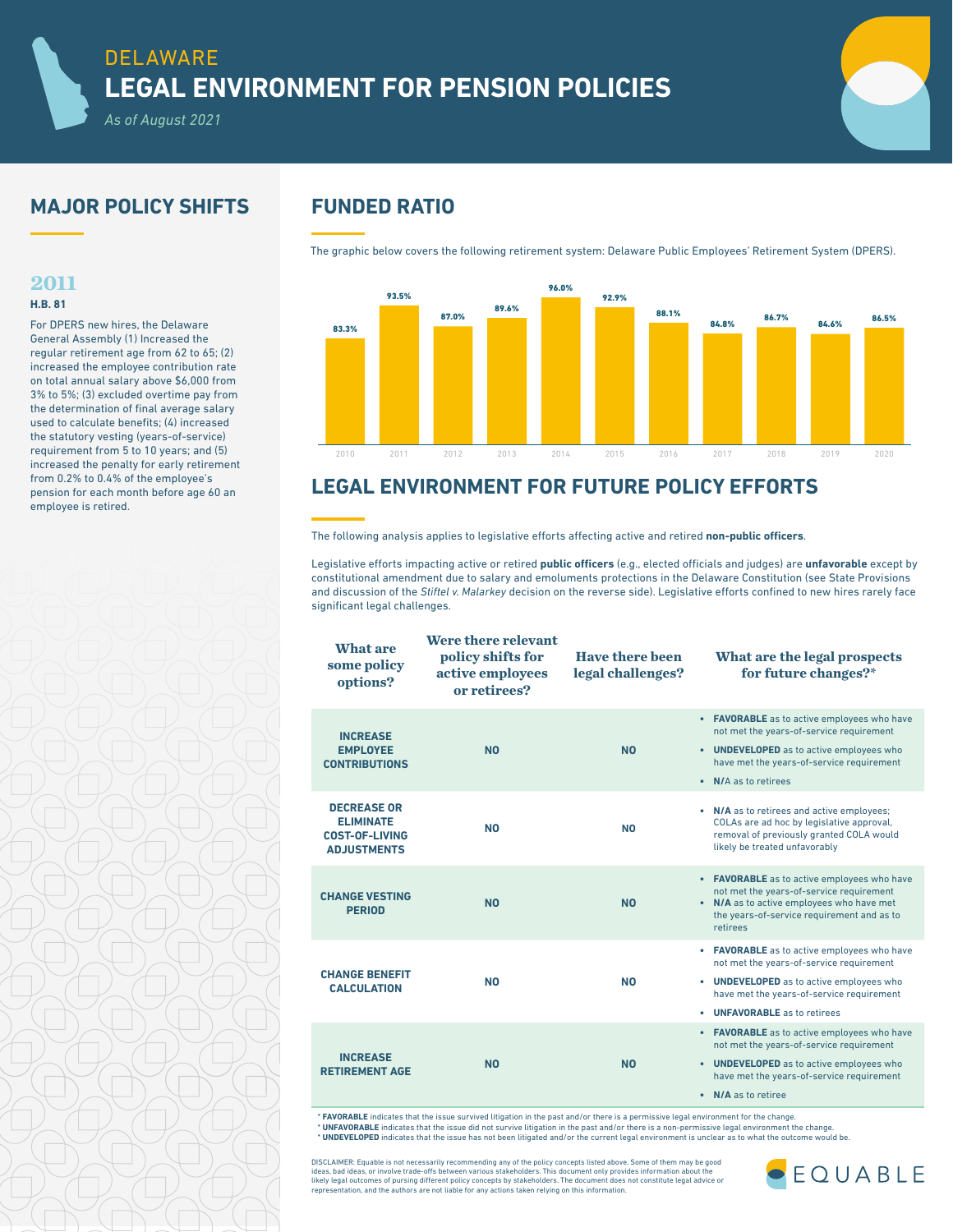# DELAWARE
# LEGAL ENVIRONMENT FOR PENSION POLICIES

*As of August 2021*

## MAJOR POLICY SHIFTS

### 2011

**H.B. 81**

For DPERS new hires, the Delaware General Assembly (1) Increased the regular retirement age from 62 to 65; (2) increased the employee contribution rate on total annual salary above $6,000 from 3% to 5%; (3) excluded overtime pay from the determination of final average salary used to calculate benefits; (4) increased the statutory vesting (years-of-service) requirement from 5 to 10 years; and (5) increased the penalty for early retirement from 0.2% to 0.4% of the employee's pension for each month before age 60 an employee is retired.

## FUNDED RATIO

The graphic below covers the following retirement system: Delaware Public Employees' Retirement System (DPERS).

| Year | Funded Ratio |
|---|---|
| 2010 | 83.3% |
| 2011 | 93.5% |
| 2012 | 87.0% |
| 2013 | 89.6% |
| 2014 | 96.0% |
| 2015 | 92.9% |
| 2016 | 88.1% |
| 2017 | 84.8% |
| 2018 | 86.7% |
| 2019 | 84.6% |
| 2020 | 86.5% |

## LEGAL ENVIRONMENT FOR FUTURE POLICY EFFORTS

The following analysis applies to legislative efforts affecting active and retired **non-public officers**.

Legislative efforts impacting active or retired **public officers** (e.g., elected officials and judges) are **unfavorable** except by constitutional amendment due to salary and emoluments protections in the Delaware Constitution (see State Provisions and discussion of the *Stiftel v. Malarkey* decision on the reverse side). Legislative efforts confined to new hires rarely face significant legal challenges.

| What are some policy options? | Were there relevant policy shifts for active employees or retirees? | Have there been legal challenges? | What are the legal prospects for future changes?* |
|---|---|---|---|
| **INCREASE EMPLOYEE CONTRIBUTIONS** | **NO** | **NO** | • **FAVORABLE** as to active employees who have not met the years-of-service requirement<br>• **UNDEVELOPED** as to active employees who have met the years-of-service requirement<br>• **N/A** as to retirees |
| **DECREASE OR ELIMINATE COST-OF-LIVING ADJUSTMENTS** | **NO** | **NO** | • **N/A** as to retirees and active employees; COLAs are ad hoc by legislative approval, removal of previously granted COLA would likely be treated unfavorably |
| **CHANGE VESTING PERIOD** | **NO** | **NO** | • **FAVORABLE** as to active employees who have not met the years-of-service requirement<br>• **N/A** as to active employees who have met the years-of-service requirement and as to retirees |
| **CHANGE BENEFIT CALCULATION** | **NO** | **NO** | • **FAVORABLE** as to active employees who have not met the years-of-service requirement<br>• **UNDEVELOPED** as to active employees who have met the years-of-service requirement<br>• **UNFAVORABLE** as to retirees |
| **INCREASE RETIREMENT AGE** | **NO** | **NO** | • **FAVORABLE** as to active employees who have not met the years-of-service requirement<br>• **UNDEVELOPED** as to active employees who have met the years-of-service requirement<br>• **N/A** as to retiree |

\* **FAVORABLE** indicates that the issue survived litigation in the past and/or there is a permissive legal environment for the change.
\* **UNFAVORABLE** indicates that the issue did not survive litigation in the past and/or there is a non-permissive legal environment the change.
\* **UNDEVELOPED** indicates that the issue has not been litigated and/or the current legal environment is unclear as to what the outcome would be.

DISCLAIMER: Equable is not necessarily recommending any of the policy concepts listed above. Some of them may be good ideas, bad ideas, or involve trade-offs between various stakeholders. This document only provides information about the likely legal outcomes of pursing different policy concepts by stakeholders. The document does not constitute legal advice or representation, and the authors are not liable for any actions taken relying on this information.

EQUABLE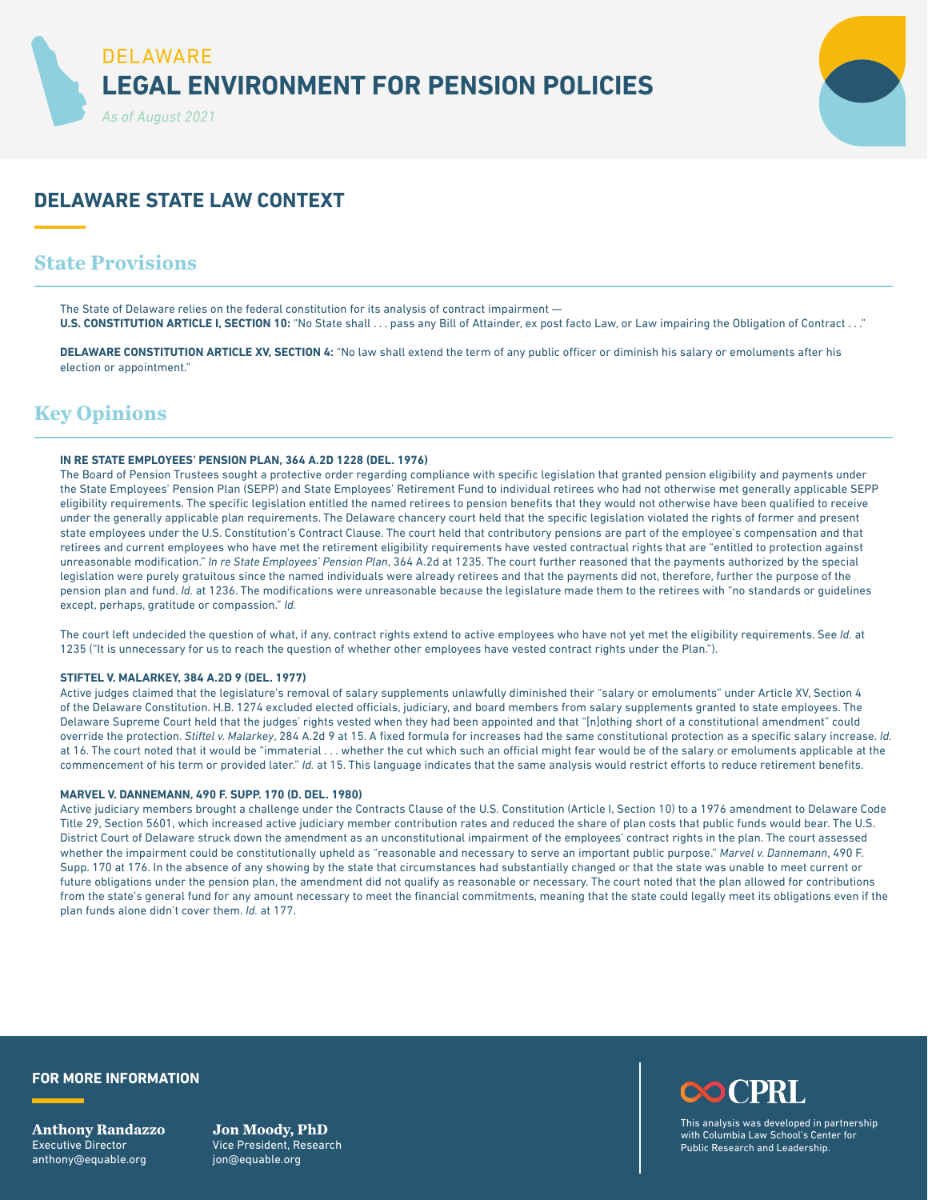# DELAWARE
# LEGAL ENVIRONMENT FOR PENSION POLICIES

*As of August 2021*

## DELAWARE STATE LAW CONTEXT

### State Provisions

The State of Delaware relies on the federal constitution for its analysis of contract impairment —
**U.S. CONSTITUTION ARTICLE I, SECTION 10:** "No State shall . . . pass any Bill of Attainder, ex post facto Law, or Law impairing the Obligation of Contract . . ."

**DELAWARE CONSTITUTION ARTICLE XV, SECTION 4:** "No law shall extend the term of any public officer or diminish his salary or emoluments after his election or appointment."

### Key Opinions

**IN RE STATE EMPLOYEES' PENSION PLAN, 364 A.2D 1228 (DEL. 1976)**
The Board of Pension Trustees sought a protective order regarding compliance with specific legislation that granted pension eligibility and payments under the State Employees' Pension Plan (SEPP) and State Employees' Retirement Fund to individual retirees who had not otherwise met generally applicable SEPP eligibility requirements. The specific legislation entitled the named retirees to pension benefits that they would not otherwise have been qualified to receive under the generally applicable plan requirements. The Delaware chancery court held that the specific legislation violated the rights of former and present state employees under the U.S. Constitution's Contract Clause. The court held that contributory pensions are part of the employee's compensation and that retirees and current employees who have met the retirement eligibility requirements have vested contractual rights that are "entitled to protection against unreasonable modification." *In re State Employees' Pension Plan*, 364 A.2d at 1235. The court further reasoned that the payments authorized by the special legislation were purely gratuitous since the named individuals were already retirees and that the payments did not, therefore, further the purpose of the pension plan and fund. *Id.* at 1236. The modifications were unreasonable because the legislature made them to the retirees with "no standards or guidelines except, perhaps, gratitude or compassion." *Id.*

The court left undecided the question of what, if any, contract rights extend to active employees who have not yet met the eligibility requirements. See *Id.* at 1235 ("It is unnecessary for us to reach the question of whether other employees have vested contract rights under the Plan.").

**STIFTEL V. MALARKEY, 384 A.2D 9 (DEL. 1977)**
Active judges claimed that the legislature's removal of salary supplements unlawfully diminished their "salary or emoluments" under Article XV, Section 4 of the Delaware Constitution. H.B. 1274 excluded elected officials, judiciary, and board members from salary supplements granted to state employees. The Delaware Supreme Court held that the judges' rights vested when they had been appointed and that "[n]othing short of a constitutional amendment" could override the protection. *Stiftel v. Malarkey*, 284 A.2d 9 at 15. A fixed formula for increases had the same constitutional protection as a specific salary increase. *Id.* at 16. The court noted that it would be "immaterial . . . whether the cut which such an official might fear would be of the salary or emoluments applicable at the commencement of his term or provided later." *Id.* at 15. This language indicates that the same analysis would restrict efforts to reduce retirement benefits.

**MARVEL V. DANNEMANN, 490 F. SUPP. 170 (D. DEL. 1980)**
Active judiciary members brought a challenge under the Contracts Clause of the U.S. Constitution (Article I, Section 10) to a 1976 amendment to Delaware Code Title 29, Section 5601, which increased active judiciary member contribution rates and reduced the share of plan costs that public funds would bear. The U.S. District Court of Delaware struck down the amendment as an unconstitutional impairment of the employees' contract rights in the plan. The court assessed whether the impairment could be constitutionally upheld as "reasonable and necessary to serve an important public purpose." *Marvel v. Dannemann*, 490 F. Supp. 170 at 176. In the absence of any showing by the state that circumstances had substantially changed or that the state was unable to meet current or future obligations under the pension plan, the amendment did not qualify as reasonable or necessary. The court noted that the plan allowed for contributions from the state's general fund for any amount necessary to meet the financial commitments, meaning that the state could legally meet its obligations even if the plan funds alone didn't cover them. *Id.* at 177.

**FOR MORE INFORMATION**

**Anthony Randazzo**
Executive Director
anthony@equable.org

**Jon Moody, PhD**
Vice President, Research
jon@equable.org

CPRL

This analysis was developed in partnership with Columbia Law School's Center for Public Research and Leadership.